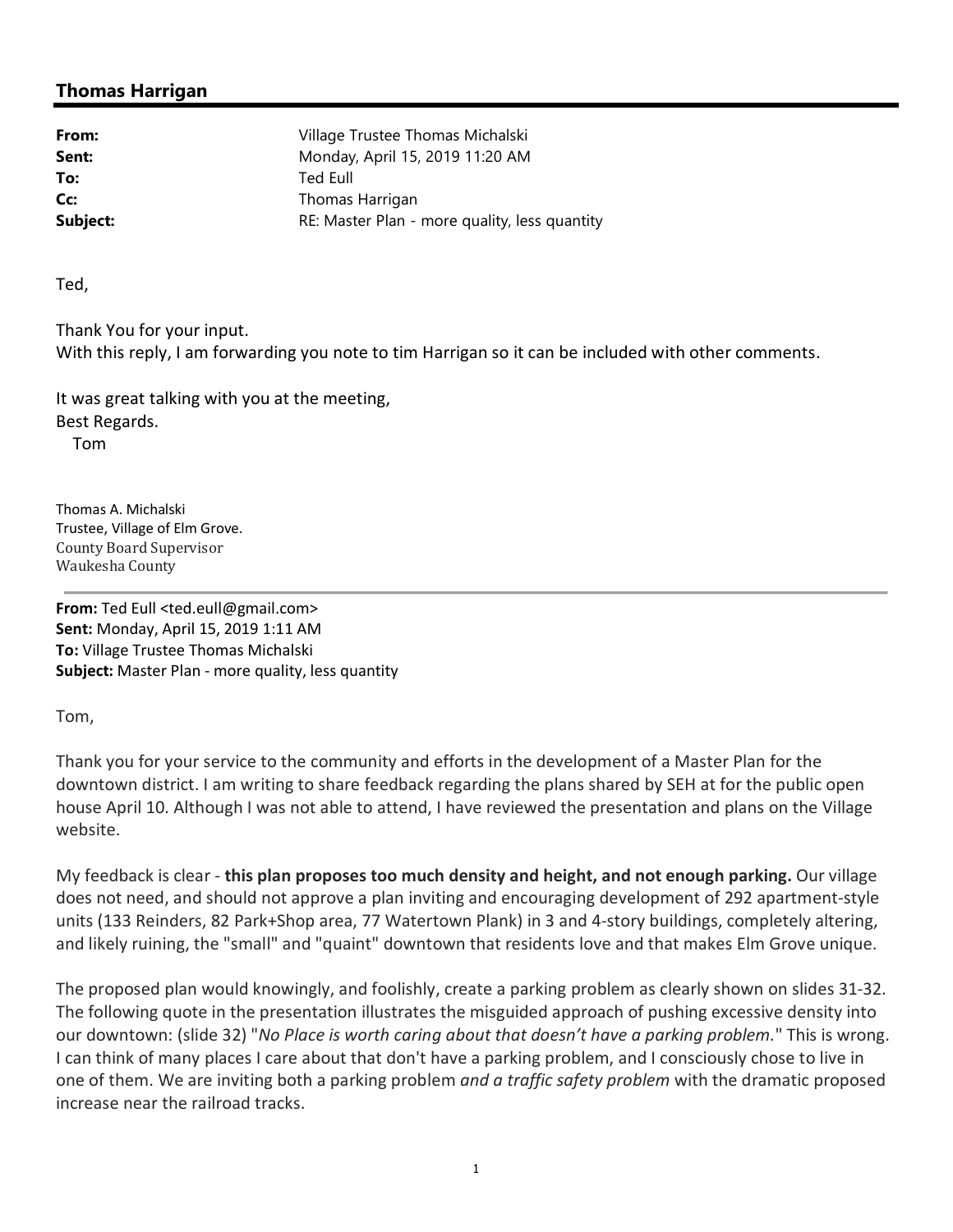## Thomas Harrigan

**From:** Village Trustee Thomas Michalski
**Sent:** Monday, April 15, 2019 11:20 AM
**To:** Ted Eull
**Cc:** Thomas Harrigan
**Subject:** RE: Master Plan - more quality, less quantity

Ted,

Thank You for your input.
With this reply, I am forwarding you note to tim Harrigan so it can be included with other comments.

It was great talking with you at the meeting,
Best Regards.
Tom

Thomas A. Michalski
Trustee, Village of Elm Grove.
County Board Supervisor
Waukesha County

---

**From:** Ted Eull <ted.eull@gmail.com>
**Sent:** Monday, April 15, 2019 1:11 AM
**To:** Village Trustee Thomas Michalski
**Subject:** Master Plan - more quality, less quantity

Tom,

Thank you for your service to the community and efforts in the development of a Master Plan for the downtown district. I am writing to share feedback regarding the plans shared by SEH at for the public open house April 10. Although I was not able to attend, I have reviewed the presentation and plans on the Village website.

My feedback is clear - **this plan proposes too much density and height, and not enough parking.** Our village does not need, and should not approve a plan inviting and encouraging development of 292 apartment-style units (133 Reinders, 82 Park+Shop area, 77 Watertown Plank) in 3 and 4-story buildings, completely altering, and likely ruining, the "small" and "quaint" downtown that residents love and that makes Elm Grove unique.

The proposed plan would knowingly, and foolishly, create a parking problem as clearly shown on slides 31-32. The following quote in the presentation illustrates the misguided approach of pushing excessive density into our downtown: (slide 32) "*No Place is worth caring about that doesn't have a parking problem.*" This is wrong. I can think of many places I care about that don't have a parking problem, and I consciously chose to live in one of them. We are inviting both a parking problem *and a traffic safety problem* with the dramatic proposed increase near the railroad tracks.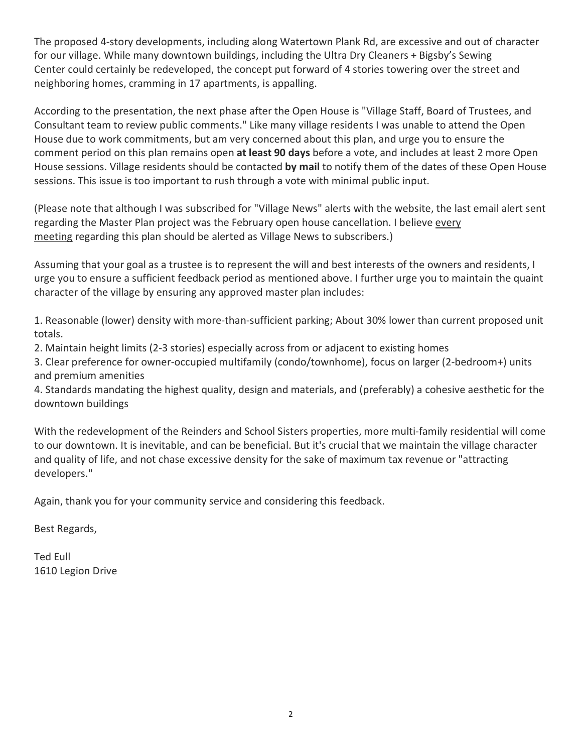The proposed 4-story developments, including along Watertown Plank Rd, are excessive and out of character for our village. While many downtown buildings, including the Ultra Dry Cleaners + Bigsby's Sewing Center could certainly be redeveloped, the concept put forward of 4 stories towering over the street and neighboring homes, cramming in 17 apartments, is appalling.

According to the presentation, the next phase after the Open House is "Village Staff, Board of Trustees, and Consultant team to review public comments." Like many village residents I was unable to attend the Open House due to work commitments, but am very concerned about this plan, and urge you to ensure the comment period on this plan remains open **at least 90 days** before a vote, and includes at least 2 more Open House sessions. Village residents should be contacted **by mail** to notify them of the dates of these Open House sessions. This issue is too important to rush through a vote with minimal public input.

(Please note that although I was subscribed for "Village News" alerts with the website, the last email alert sent regarding the Master Plan project was the February open house cancellation. I believe <u>every meeting</u> regarding this plan should be alerted as Village News to subscribers.)

Assuming that your goal as a trustee is to represent the will and best interests of the owners and residents, I urge you to ensure a sufficient feedback period as mentioned above. I further urge you to maintain the quaint character of the village by ensuring any approved master plan includes:

1. Reasonable (lower) density with more-than-sufficient parking; About 30% lower than current proposed unit totals.
2. Maintain height limits (2-3 stories) especially across from or adjacent to existing homes
3. Clear preference for owner-occupied multifamily (condo/townhome), focus on larger (2-bedroom+) units and premium amenities
4. Standards mandating the highest quality, design and materials, and (preferably) a cohesive aesthetic for the downtown buildings

With the redevelopment of the Reinders and School Sisters properties, more multi-family residential will come to our downtown. It is inevitable, and can be beneficial. But it's crucial that we maintain the village character and quality of life, and not chase excessive density for the sake of maximum tax revenue or "attracting developers."

Again, thank you for your community service and considering this feedback.

Best Regards,

Ted Eull
1610 Legion Drive